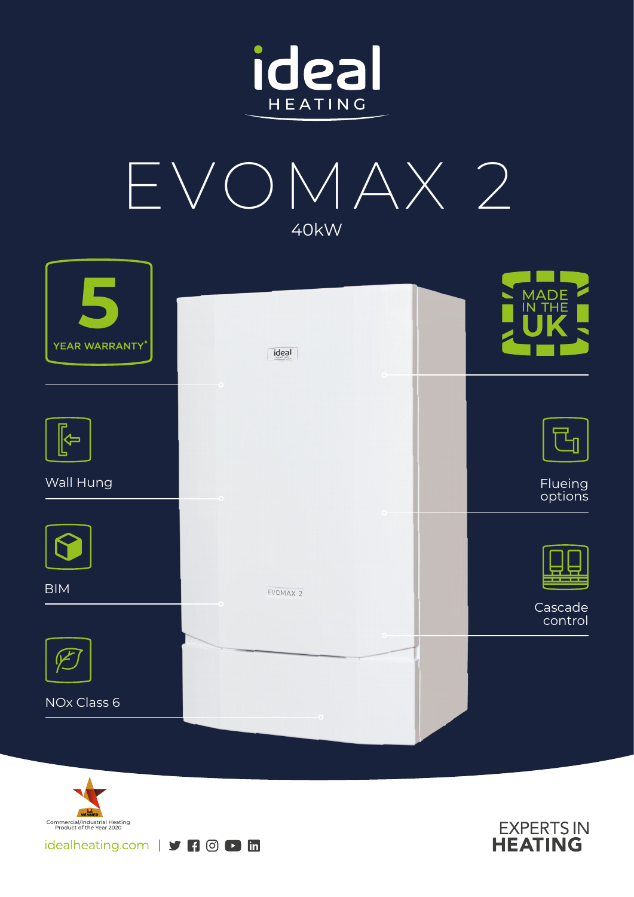# ideal HEATING

# EVOMAX 2

40kW

**5** YEAR WARRANTY*

MADE IN THE UK

- Wall Hung
- Flueing options
- BIM
- Cascade control
- NOx Class 6

WINNER
Commercial/Industrial Heating Product of the Year 2020

idealheating.com

EXPERTS IN **HEATING**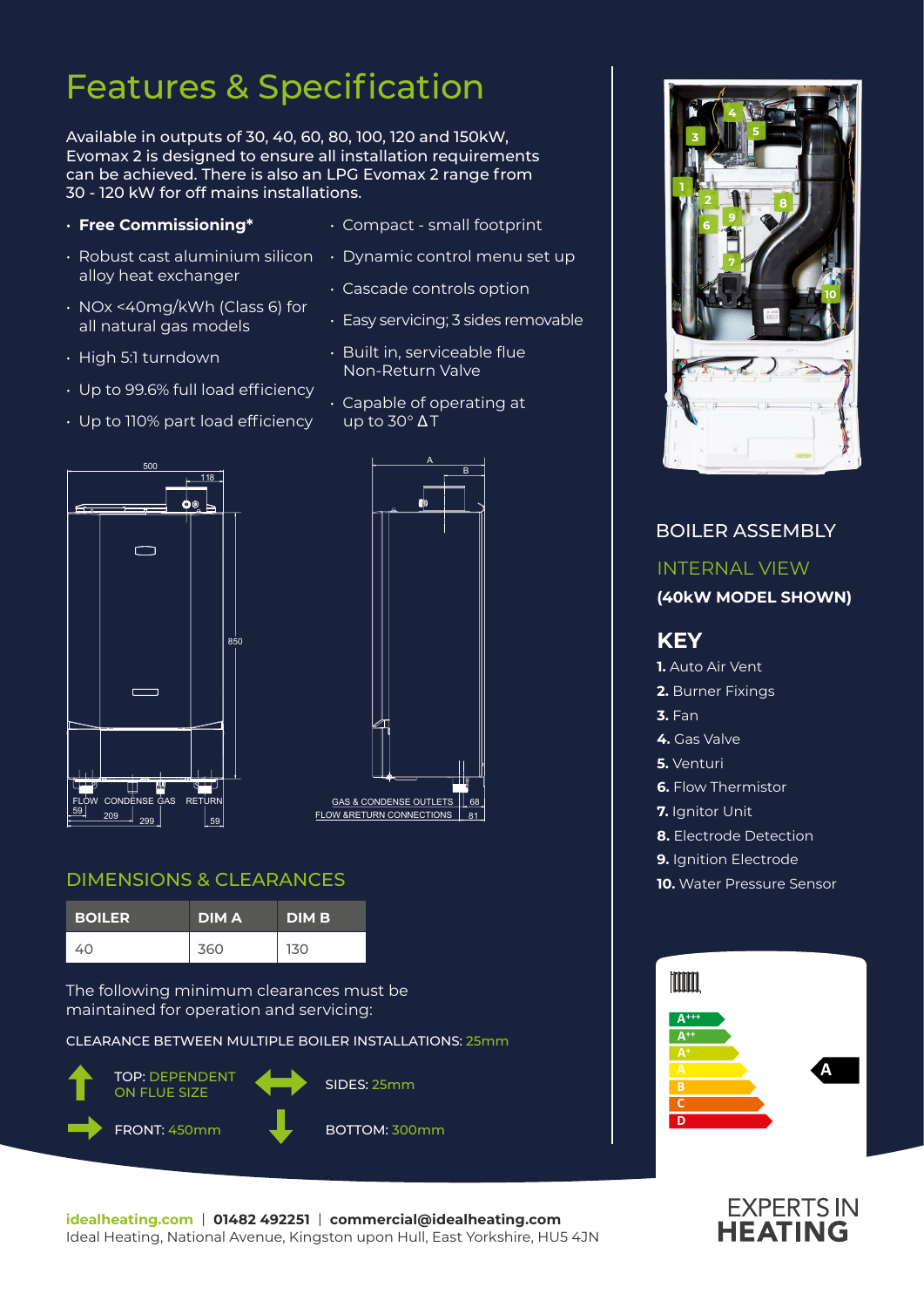# Features & Specification

Available in outputs of 30, 40, 60, 80, 100, 120 and 150kW, Evomax 2 is designed to ensure all installation requirements can be achieved. There is also an LPG Evomax 2 range from 30 - 120 kW for off mains installations.

- **Free Commissioning***
- Robust cast aluminium silicon alloy heat exchanger
- NOx <40mg/kWh (Class 6) for all natural gas models
- High 5:1 turndown
- Up to 99.6% full load efficiency
- Up to 110% part load efficiency
- Compact - small footprint
- Dynamic control menu set up
- Cascade controls option
- Easy servicing; 3 sides removable
- Built in, serviceable flue Non-Return Valve
- Capable of operating at up to 30° ΔT

500 | 118 | 850 | FLOW | CONDENSE | GAS | RETURN | 59 | 209 | 299 | 59

A | B | GAS & CONDENSE OUTLETS | FLOW &RETURN CONNECTIONS | 68 | 81

## DIMENSIONS & CLEARANCES

| BOILER | DIM A | DIM B |
|---|---|---|
| 40 | 360 | 130 |

The following minimum clearances must be maintained for operation and servicing:

CLEARANCE BETWEEN MULTIPLE BOILER INSTALLATIONS: 25mm

TOP: DEPENDENT ON FLUE SIZE

SIDES: 25mm

FRONT: 450mm

BOTTOM: 300mm

## BOILER ASSEMBLY

### INTERNAL VIEW

**(40kW MODEL SHOWN)**

## KEY

**1.** Auto Air Vent
**2.** Burner Fixings
**3.** Fan
**4.** Gas Valve
**5.** Venturi
**6.** Flow Thermistor
**7.** Ignitor Unit
**8.** Electrode Detection
**9.** Ignition Electrode
**10.** Water Pressure Sensor

A+++ | A++ | A+ | A | B | C | D | A

**idealheating.com** | **01482 492251** | **commercial@idealheating.com**
Ideal Heating, National Avenue, Kingston upon Hull, East Yorkshire, HU5 4JN

EXPERTS IN HEATING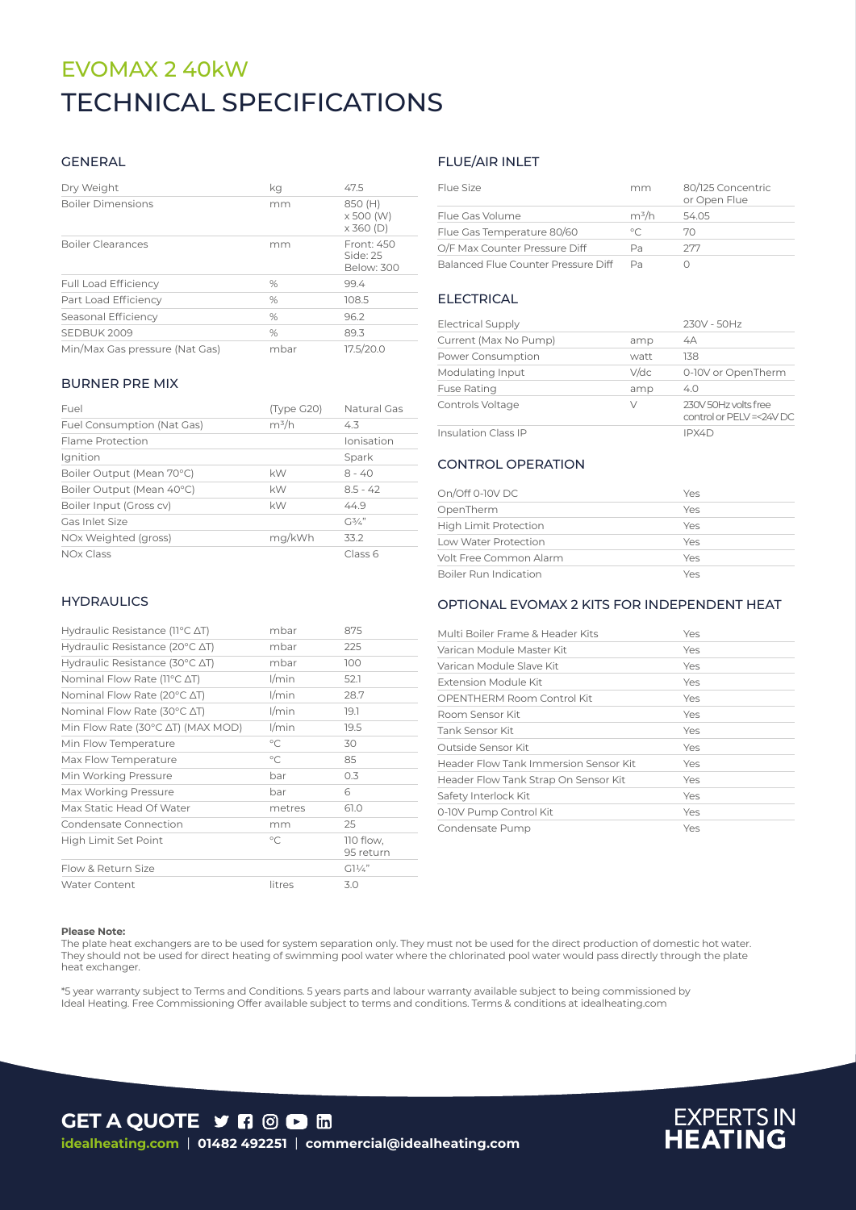# EVOMAX 2 40kW

# TECHNICAL SPECIFICATIONS

## GENERAL

| Dry Weight | kg | 47.5 |
|---|---|---|
| Boiler Dimensions | mm | 850 (H) x 500 (W) x 360 (D) |
| Boiler Clearances | mm | Front: 450 Side: 25 Below: 300 |
| Full Load Efficiency | % | 99.4 |
| Part Load Efficiency | % | 108.5 |
| Seasonal Efficiency | % | 96.2 |
| SEDBUK 2009 | % | 89.3 |
| Min/Max Gas pressure (Nat Gas) | mbar | 17.5/20.0 |

## BURNER PRE MIX

| Fuel | (Type G20) | Natural Gas |
|---|---|---|
| Fuel Consumption (Nat Gas) | $m^3/h$ | 4.3 |
| Flame Protection | | Ionisation |
| Ignition | | Spark |
| Boiler Output (Mean 70°C) | kW | 8 - 40 |
| Boiler Output (Mean 40°C) | kW | 8.5 - 42 |
| Boiler Input (Gross cv) | kW | 44.9 |
| Gas Inlet Size | | G¾" |
| NOx Weighted (gross) | mg/kWh | 33.2 |
| NOx Class | | Class 6 |

## HYDRAULICS

| Hydraulic Resistance (11°C ΔT) | mbar | 875 |
|---|---|---|
| Hydraulic Resistance (20°C ΔT) | mbar | 225 |
| Hydraulic Resistance (30°C ΔT) | mbar | 100 |
| Nominal Flow Rate (11°C ΔT) | l/min | 52.1 |
| Nominal Flow Rate (20°C ΔT) | l/min | 28.7 |
| Nominal Flow Rate (30°C ΔT) | l/min | 19.1 |
| Min Flow Rate (30°C ΔT) (MAX MOD) | l/min | 19.5 |
| Min Flow Temperature | °C | 30 |
| Max Flow Temperature | °C | 85 |
| Min Working Pressure | bar | 0.3 |
| Max Working Pressure | bar | 6 |
| Max Static Head Of Water | metres | 61.0 |
| Condensate Connection | mm | 25 |
| High Limit Set Point | °C | 110 flow, 95 return |
| Flow & Return Size | | G1¼" |
| Water Content | litres | 3.0 |

## FLUE/AIR INLET

| Flue Size | mm | 80/125 Concentric or Open Flue |
|---|---|---|
| Flue Gas Volume | $m^3/h$ | 54.05 |
| Flue Gas Temperature 80/60 | °C | 70 |
| O/F Max Counter Pressure Diff | Pa | 277 |
| Balanced Flue Counter Pressure Diff | Pa | 0 |

## ELECTRICAL

| Electrical Supply | | 230V - 50Hz |
|---|---|---|
| Current (Max No Pump) | amp | 4A |
| Power Consumption | watt | 138 |
| Modulating Input | V/dc | 0-10V or OpenTherm |
| Fuse Rating | amp | 4.0 |
| Controls Voltage | V | 230V 50Hz volts free control or PELV =<24V DC |
| Insulation Class IP | | IPX4D |

## CONTROL OPERATION

| On/Off 0-10V DC | Yes |
|---|---|
| OpenTherm | Yes |
| High Limit Protection | Yes |
| Low Water Protection | Yes |
| Volt Free Common Alarm | Yes |
| Boiler Run Indication | Yes |

## OPTIONAL EVOMAX 2 KITS FOR INDEPENDENT HEAT

| Multi Boiler Frame & Header Kits | Yes |
|---|---|
| Varican Module Master Kit | Yes |
| Varican Module Slave Kit | Yes |
| Extension Module Kit | Yes |
| OPENTHERM Room Control Kit | Yes |
| Room Sensor Kit | Yes |
| Tank Sensor Kit | Yes |
| Outside Sensor Kit | Yes |
| Header Flow Tank Immersion Sensor Kit | Yes |
| Header Flow Tank Strap On Sensor Kit | Yes |
| Safety Interlock Kit | Yes |
| 0-10V Pump Control Kit | Yes |
| Condensate Pump | Yes |

**Please Note:**
The plate heat exchangers are to be used for system separation only. They must not be used for the direct production of domestic hot water. They should not be used for direct heating of swimming pool water where the chlorinated pool water would pass directly through the plate heat exchanger.

*5 year warranty subject to Terms and Conditions. 5 years parts and labour warranty available subject to being commissioned by Ideal Heating. Free Commissioning Offer available subject to terms and conditions. Terms & conditions at idealheating.com

**GET A QUOTE**

idealheating.com | 01482 492251 | commercial@idealheating.com

EXPERTS IN **HEATING**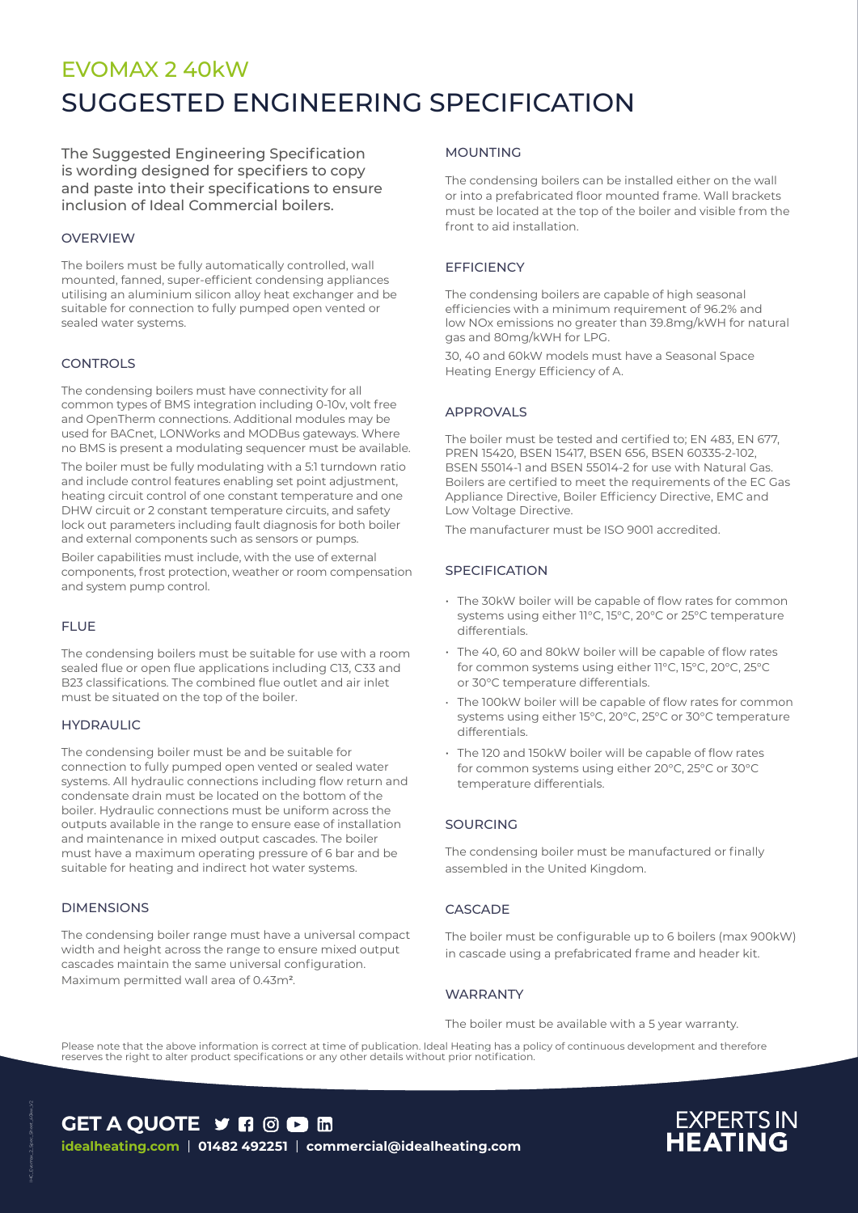# EVOMAX 2 40kW

# SUGGESTED ENGINEERING SPECIFICATION

The Suggested Engineering Specification is wording designed for specifiers to copy and paste into their specifications to ensure inclusion of Ideal Commercial boilers.

## OVERVIEW

The boilers must be fully automatically controlled, wall mounted, fanned, super-efficient condensing appliances utilising an aluminium silicon alloy heat exchanger and be suitable for connection to fully pumped open vented or sealed water systems.

## CONTROLS

The condensing boilers must have connectivity for all common types of BMS integration including 0-10v, volt free and OpenTherm connections. Additional modules may be used for BACnet, LONWorks and MODBus gateways. Where no BMS is present a modulating sequencer must be available.

The boiler must be fully modulating with a 5:1 turndown ratio and include control features enabling set point adjustment, heating circuit control of one constant temperature and one DHW circuit or 2 constant temperature circuits, and safety lock out parameters including fault diagnosis for both boiler and external components such as sensors or pumps.

Boiler capabilities must include, with the use of external components, frost protection, weather or room compensation and system pump control.

## FLUE

The condensing boilers must be suitable for use with a room sealed flue or open flue applications including C13, C33 and B23 classifications. The combined flue outlet and air inlet must be situated on the top of the boiler.

## HYDRAULIC

The condensing boiler must be and be suitable for connection to fully pumped open vented or sealed water systems. All hydraulic connections including flow return and condensate drain must be located on the bottom of the boiler. Hydraulic connections must be uniform across the outputs available in the range to ensure ease of installation and maintenance in mixed output cascades. The boiler must have a maximum operating pressure of 6 bar and be suitable for heating and indirect hot water systems.

## DIMENSIONS

The condensing boiler range must have a universal compact width and height across the range to ensure mixed output cascades maintain the same universal configuration. Maximum permitted wall area of 0.43m².

## MOUNTING

The condensing boilers can be installed either on the wall or into a prefabricated floor mounted frame. Wall brackets must be located at the top of the boiler and visible from the front to aid installation.

## EFFICIENCY

The condensing boilers are capable of high seasonal efficiencies with a minimum requirement of 96.2% and low NOx emissions no greater than 39.8mg/kWH for natural gas and 80mg/kWH for LPG.

30, 40 and 60kW models must have a Seasonal Space Heating Energy Efficiency of A.

## APPROVALS

The boiler must be tested and certified to; EN 483, EN 677, PREN 15420, BSEN 15417, BSEN 656, BSEN 60335-2-102, BSEN 55014-1 and BSEN 55014-2 for use with Natural Gas. Boilers are certified to meet the requirements of the EC Gas Appliance Directive, Boiler Efficiency Directive, EMC and Low Voltage Directive.

The manufacturer must be ISO 9001 accredited.

## SPECIFICATION

- The 30kW boiler will be capable of flow rates for common systems using either 11°C, 15°C, 20°C or 25°C temperature differentials.
- The 40, 60 and 80kW boiler will be capable of flow rates for common systems using either 11°C, 15°C, 20°C, 25°C or 30°C temperature differentials.
- The 100kW boiler will be capable of flow rates for common systems using either 15°C, 20°C, 25°C or 30°C temperature differentials.
- The 120 and 150kW boiler will be capable of flow rates for common systems using either 20°C, 25°C or 30°C temperature differentials.

## SOURCING

The condensing boiler must be manufactured or finally assembled in the United Kingdom.

## CASCADE

The boiler must be configurable up to 6 boilers (max 900kW) in cascade using a prefabricated frame and header kit.

## WARRANTY

The boiler must be available with a 5 year warranty.

Please note that the above information is correct at time of publication. Ideal Heating has a policy of continuous development and therefore reserves the right to alter product specifications or any other details without prior notification.

**GET A QUOTE**

**idealheating.com** | **01482 492251** | **commercial@idealheating.com**

**EXPERTS IN HEATING**